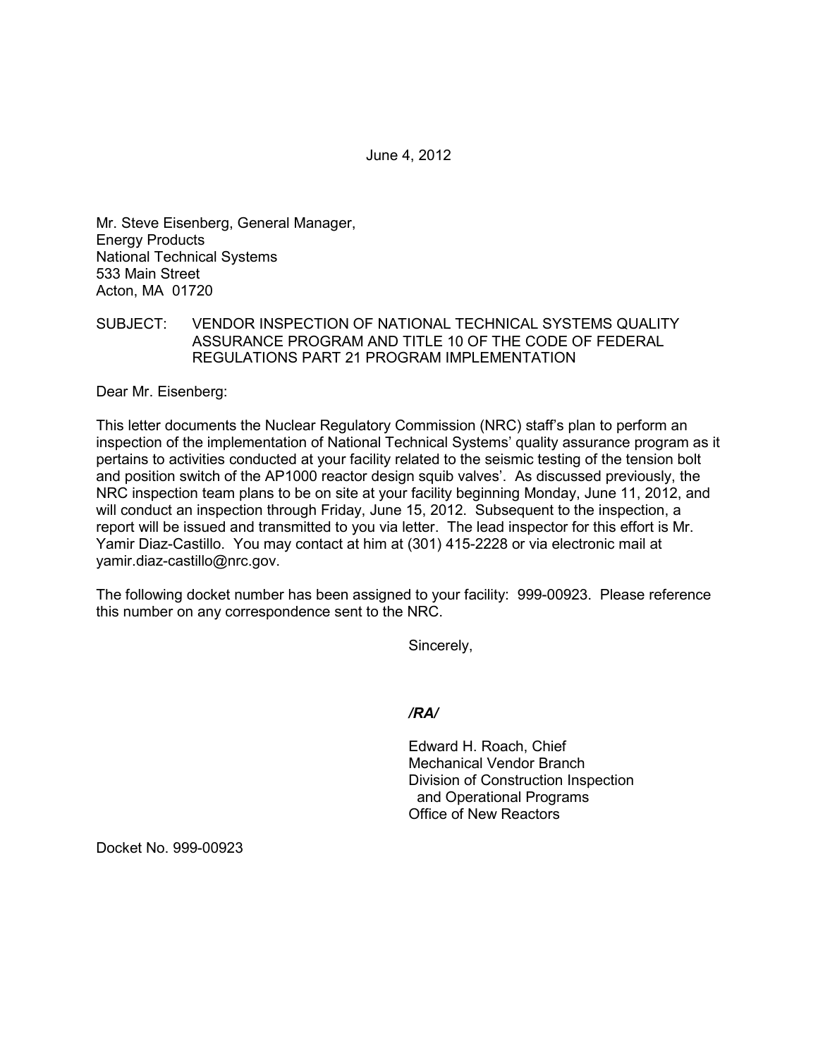June 4, 2012

Mr. Steve Eisenberg, General Manager,
Energy Products
National Technical Systems
533 Main Street
Acton, MA 01720

SUBJECT: VENDOR INSPECTION OF NATIONAL TECHNICAL SYSTEMS QUALITY ASSURANCE PROGRAM AND TITLE 10 OF THE CODE OF FEDERAL REGULATIONS PART 21 PROGRAM IMPLEMENTATION

Dear Mr. Eisenberg:

This letter documents the Nuclear Regulatory Commission (NRC) staff's plan to perform an inspection of the implementation of National Technical Systems' quality assurance program as it pertains to activities conducted at your facility related to the seismic testing of the tension bolt and position switch of the AP1000 reactor design squib valves'. As discussed previously, the NRC inspection team plans to be on site at your facility beginning Monday, June 11, 2012, and will conduct an inspection through Friday, June 15, 2012. Subsequent to the inspection, a report will be issued and transmitted to you via letter. The lead inspector for this effort is Mr. Yamir Diaz-Castillo. You may contact at him at (301) 415-2228 or via electronic mail at yamir.diaz-castillo@nrc.gov.

The following docket number has been assigned to your facility: 999-00923. Please reference this number on any correspondence sent to the NRC.

Sincerely,

*/RA/*

Edward H. Roach, Chief
Mechanical Vendor Branch
Division of Construction Inspection
and Operational Programs
Office of New Reactors

Docket No. 999-00923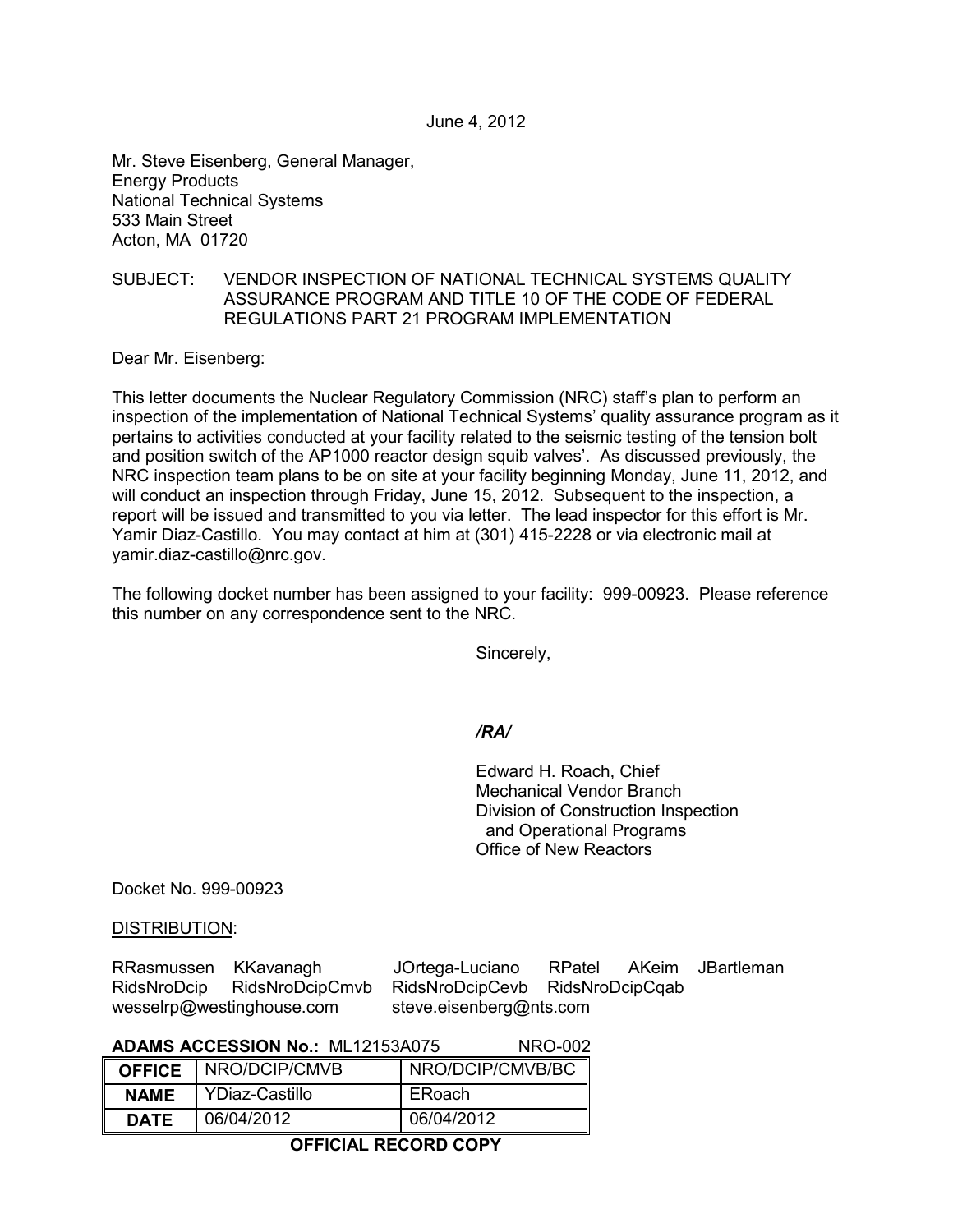June 4, 2012

Mr. Steve Eisenberg, General Manager,
Energy Products
National Technical Systems
533 Main Street
Acton, MA 01720

SUBJECT: VENDOR INSPECTION OF NATIONAL TECHNICAL SYSTEMS QUALITY ASSURANCE PROGRAM AND TITLE 10 OF THE CODE OF FEDERAL REGULATIONS PART 21 PROGRAM IMPLEMENTATION

Dear Mr. Eisenberg:

This letter documents the Nuclear Regulatory Commission (NRC) staff's plan to perform an inspection of the implementation of National Technical Systems' quality assurance program as it pertains to activities conducted at your facility related to the seismic testing of the tension bolt and position switch of the AP1000 reactor design squib valves'. As discussed previously, the NRC inspection team plans to be on site at your facility beginning Monday, June 11, 2012, and will conduct an inspection through Friday, June 15, 2012. Subsequent to the inspection, a report will be issued and transmitted to you via letter. The lead inspector for this effort is Mr. Yamir Diaz-Castillo. You may contact at him at (301) 415-2228 or via electronic mail at yamir.diaz-castillo@nrc.gov.

The following docket number has been assigned to your facility: 999-00923. Please reference this number on any correspondence sent to the NRC.

Sincerely,

*/RA/*

Edward H. Roach, Chief
Mechanical Vendor Branch
Division of Construction Inspection
and Operational Programs
Office of New Reactors

Docket No. 999-00923

DISTRIBUTION:

RRasmussen KKavanagh JOrtega-Luciano RPatel AKeim JBartleman
RidsNroDcip RidsNroDcipCmvb RidsNroDcipCevb RidsNroDcipCqab
wesselrp@westinghouse.com steve.eisenberg@nts.com

**ADAMS ACCESSION No.:** ML12153A075 NRO-002

| | | |
|---|---|---|
| **OFFICE** | NRO/DCIP/CMVB | NRO/DCIP/CMVB/BC |
| **NAME** | YDiaz-Castillo | ERoach |
| **DATE** | 06/04/2012 | 06/04/2012 |

**OFFICIAL RECORD COPY**